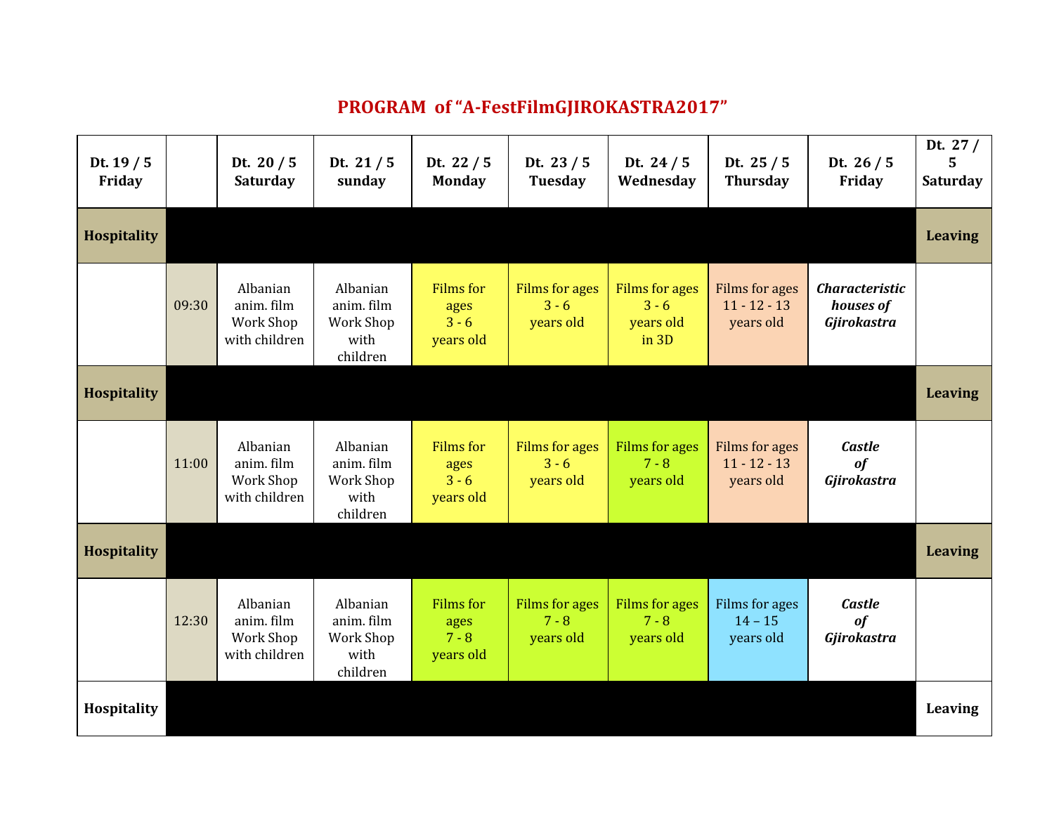# PROGRAM of "A-FestFilmGJIROKASTRA2017"

| Dt. 19 / 5 Friday | | Dt. 20 / 5 Saturday | Dt. 21 / 5 sunday | Dt. 22 / 5 Monday | Dt. 23 / 5 Tuesday | Dt. 24 / 5 Wednesday | Dt. 25 / 5 Thursday | Dt. 26 / 5 Friday | Dt. 27 / 5 Saturday |
|---|---|---|---|---|---|---|---|---|---|
| **Hospitality** | | | | | | | | | **Leaving** |
| | 09:30 | Albanian anim. film Work Shop with children | Albanian anim. film Work Shop with children | Films for ages 3 - 6 years old | Films for ages 3 - 6 years old | Films for ages 3 - 6 years old in 3D | Films for ages 11 - 12 - 13 years old | ***Characteristic houses of Gjirokastra*** | |
| **Hospitality** | | | | | | | | | **Leaving** |
| | 11:00 | Albanian anim. film Work Shop with children | Albanian anim. film Work Shop with children | Films for ages 3 - 6 years old | Films for ages 3 - 6 years old | Films for ages 7 - 8 years old | Films for ages 11 - 12 - 13 years old | ***Castle of Gjirokastra*** | |
| **Hospitality** | | | | | | | | | **Leaving** |
| | 12:30 | Albanian anim. film Work Shop with children | Albanian anim. film Work Shop with children | Films for ages 7 - 8 years old | Films for ages 7 - 8 years old | Films for ages 7 - 8 years old | Films for ages 14 – 15 years old | ***Castle of Gjirokastra*** | |
| **Hospitality** | | | | | | | | | **Leaving** |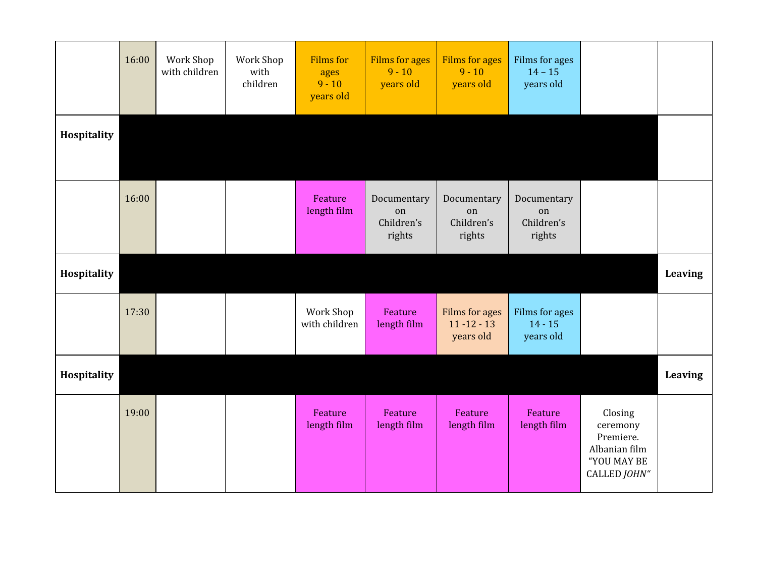| | | | | | | | | | |
|---|---|---|---|---|---|---|---|---|---|
| | 16:00 | Work Shop with children | Work Shop with children | Films for ages 9 - 10 years old | Films for ages 9 - 10 years old | Films for ages 9 - 10 years old | Films for ages 14 – 15 years old | | |
| **Hospitality** | | | | | | | | | |
| | 16:00 | | | Feature length film | Documentary on Children's rights | Documentary on Children's rights | Documentary on Children's rights | | |
| **Hospitality** | | | | | | | | | **Leaving** |
| | 17:30 | | | Work Shop with children | Feature length film | Films for ages 11 -12 - 13 years old | Films for ages 14 - 15 years old | | |
| **Hospitality** | | | | | | | | | **Leaving** |
| | 19:00 | | | Feature length film | Feature length film | Feature length film | Feature length film | Closing ceremony Premiere. Albanian film "YOU MAY BE CALLED *JOHN*" | |